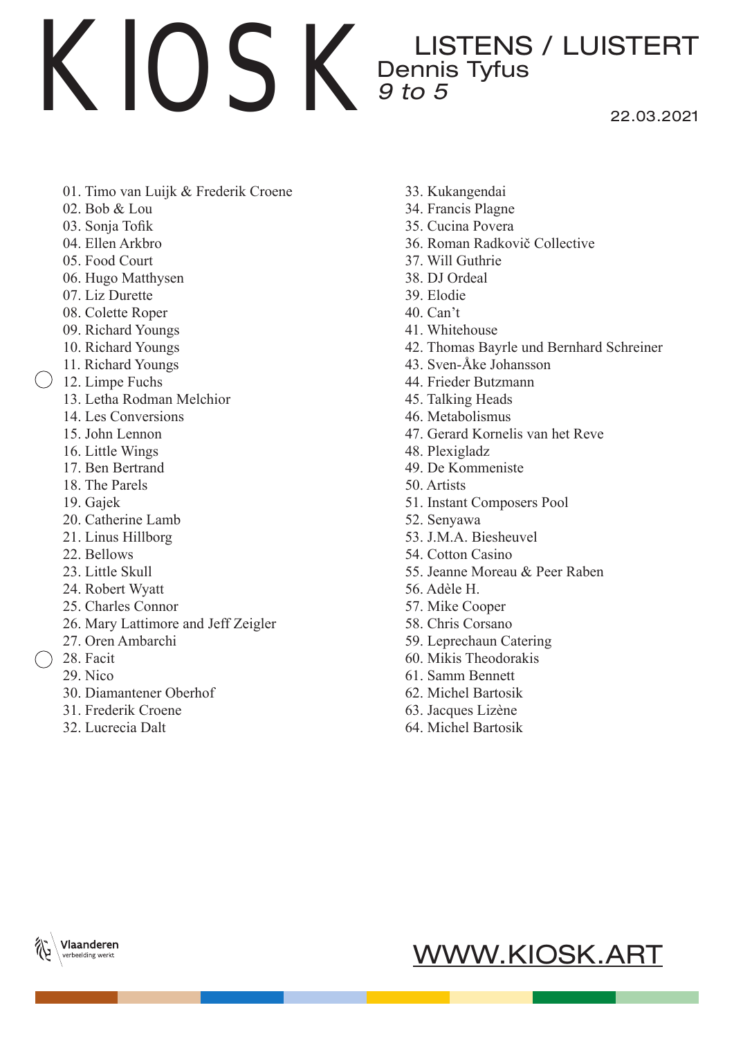# KIOSK

## LISTENS / LUISTERT

Dennis Tyfus

*9 to 5*

22.03.2021

01. Timo van Luijk & Frederik Croene
02. Bob & Lou
03. Sonja Tofik
04. Ellen Arkbro
05. Food Court
06. Hugo Matthysen
07. Liz Durette
08. Colette Roper
09. Richard Youngs
10. Richard Youngs
11. Richard Youngs
12. Limpe Fuchs
13. Letha Rodman Melchior
14. Les Conversions
15. John Lennon
16. Little Wings
17. Ben Bertrand
18. The Parels
19. Gajek
20. Catherine Lamb
21. Linus Hillborg
22. Bellows
23. Little Skull
24. Robert Wyatt
25. Charles Connor
26. Mary Lattimore and Jeff Zeigler
27. Oren Ambarchi
28. Facit
29. Nico
30. Diamantener Oberhof
31. Frederik Croene
32. Lucrecia Dalt
33. Kukangendai
34. Francis Plagne
35. Cucina Povera
36. Roman Radkovič Collective
37. Will Guthrie
38. DJ Ordeal
39. Elodie
40. Can't
41. Whitehouse
42. Thomas Bayrle und Bernhard Schreiner
43. Sven-Åke Johansson
44. Frieder Butzmann
45. Talking Heads
46. Metabolismus
47. Gerard Kornelis van het Reve
48. Plexigladz
49. De Kommeniste
50. Artists
51. Instant Composers Pool
52. Senyawa
53. J.M.A. Biesheuvel
54. Cotton Casino
55. Jeanne Moreau & Peer Raben
56. Adèle H.
57. Mike Cooper
58. Chris Corsano
59. Leprechaun Catering
60. Mikis Theodorakis
61. Samm Bennett
62. Michel Bartosik
63. Jacques Lizène
64. Michel Bartosik

Vlaanderen
verbeelding werkt

WWW.KIOSK.ART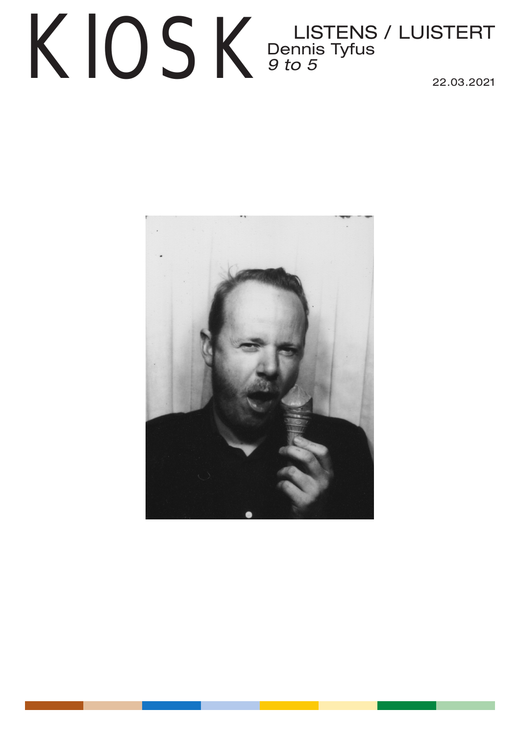# KIOSK

LISTENS / LUISTERT
Dennis Tyfus
*9 to 5*

22.03.2021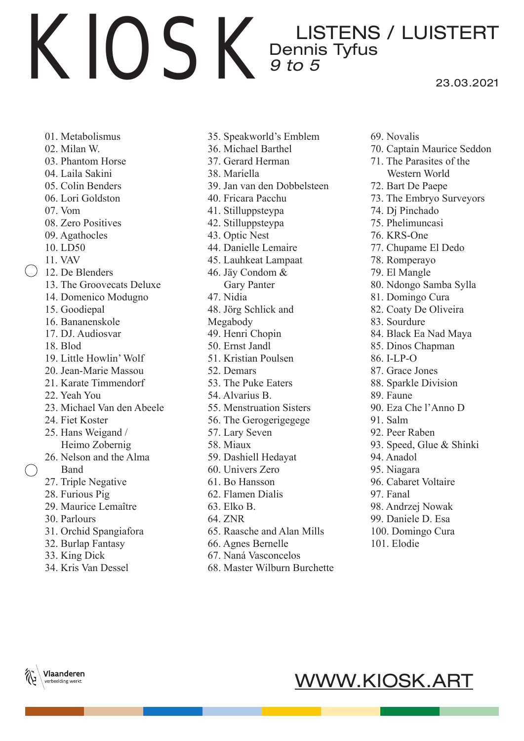# KIOSK

## LISTENS / LUISTERT

Dennis Tyfus

*9 to 5*

23.03.2021

01. Metabolismus
02. Milan W.
03. Phantom Horse
04. Laila Sakini
05. Colin Benders
06. Lori Goldston
07. Vom
08. Zero Positives
09. Agathocles
10. LD50
11. VAV
12. De Blenders
13. The Groovecats Deluxe
14. Domenico Modugno
15. Goodiepal
16. Bananenskole
17. DJ. Audiosvar
18. Blod
19. Little Howlin' Wolf
20. Jean-Marie Massou
21. Karate Timmendorf
22. Yeah You
23. Michael Van den Abeele
24. Fiet Koster
25. Hans Weigand / Heimo Zobernig
26. Nelson and the Alma Band
27. Triple Negative
28. Furious Pig
29. Maurice Lemaître
30. Parlours
31. Orchid Spangiafora
32. Burlap Fantasy
33. King Dick
34. Kris Van Dessel
35. Speakworld's Emblem
36. Michael Barthel
37. Gerard Herman
38. Mariella
39. Jan van den Dobbelsteen
40. Fricara Pacchu
41. Stilluppsteypa
42. Stilluppsteypa
43. Optic Nest
44. Danielle Lemaire
45. Lauhkeat Lampaat
46. Jäy Condom & Gary Panter
47. Nidia
48. Jörg Schlick and Megabody
49. Henri Chopin
50. Ernst Jandl
51. Kristian Poulsen
52. Demars
53. The Puke Eaters
54. Alvarius B.
55. Menstruation Sisters
56. The Gerogerigegege
57. Lary Seven
58. Miaux
59. Dashiell Hedayat
60. Univers Zero
61. Bo Hansson
62. Flamen Dialis
63. Elko B.
64. ZNR
65. Raasche and Alan Mills
66. Agnes Bernelle
67. Naná Vasconcelos
68. Master Wilburn Burchette
69. Novalis
70. Captain Maurice Seddon
71. The Parasites of the Western World
72. Bart De Paepe
73. The Embryo Surveyors
74. Dj Pinchado
75. Phelimuncasi
76. KRS-One
77. Chupame El Dedo
78. Romperayo
79. El Mangle
80. Ndongo Samba Sylla
81. Domingo Cura
82. Coaty De Oliveira
83. Sourdure
84. Black Ea Nad Maya
85. Dinos Chapman
86. I-LP-O
87. Grace Jones
88. Sparkle Division
89. Faune
90. Eza Che l'Anno D
91. Salm
92. Peer Raben
93. Speed, Glue & Shinki
94. Anadol
95. Niagara
96. Cabaret Voltaire
97. Fanal
98. Andrzej Nowak
99. Daniele D. Esa
100. Domingo Cura
101. Elodie

Vlaanderen verbeelding werkt

WWW.KIOSK.ART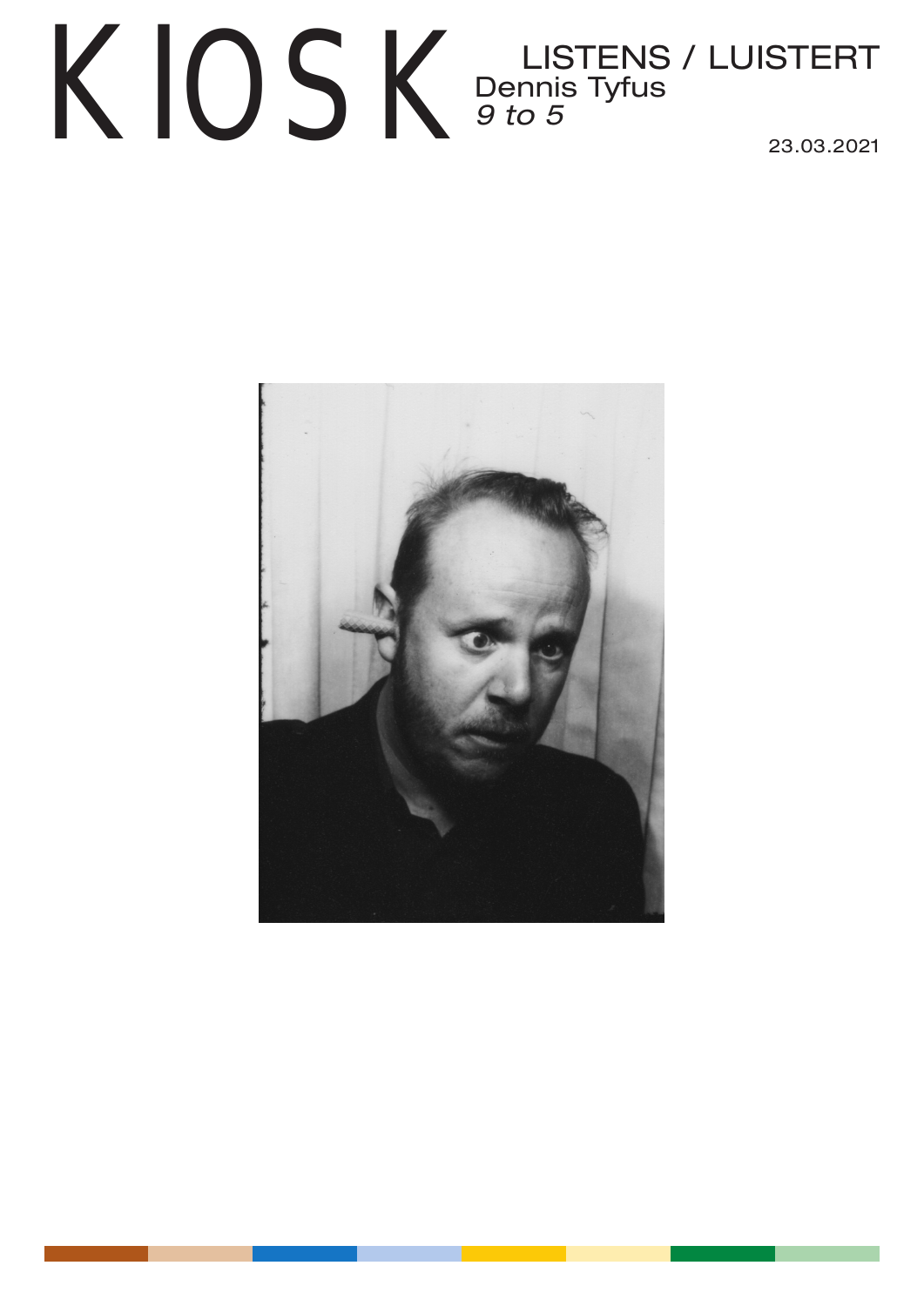# KIOSK

LISTENS / LUISTERT

Dennis Tyfus

*9 to 5*

23.03.2021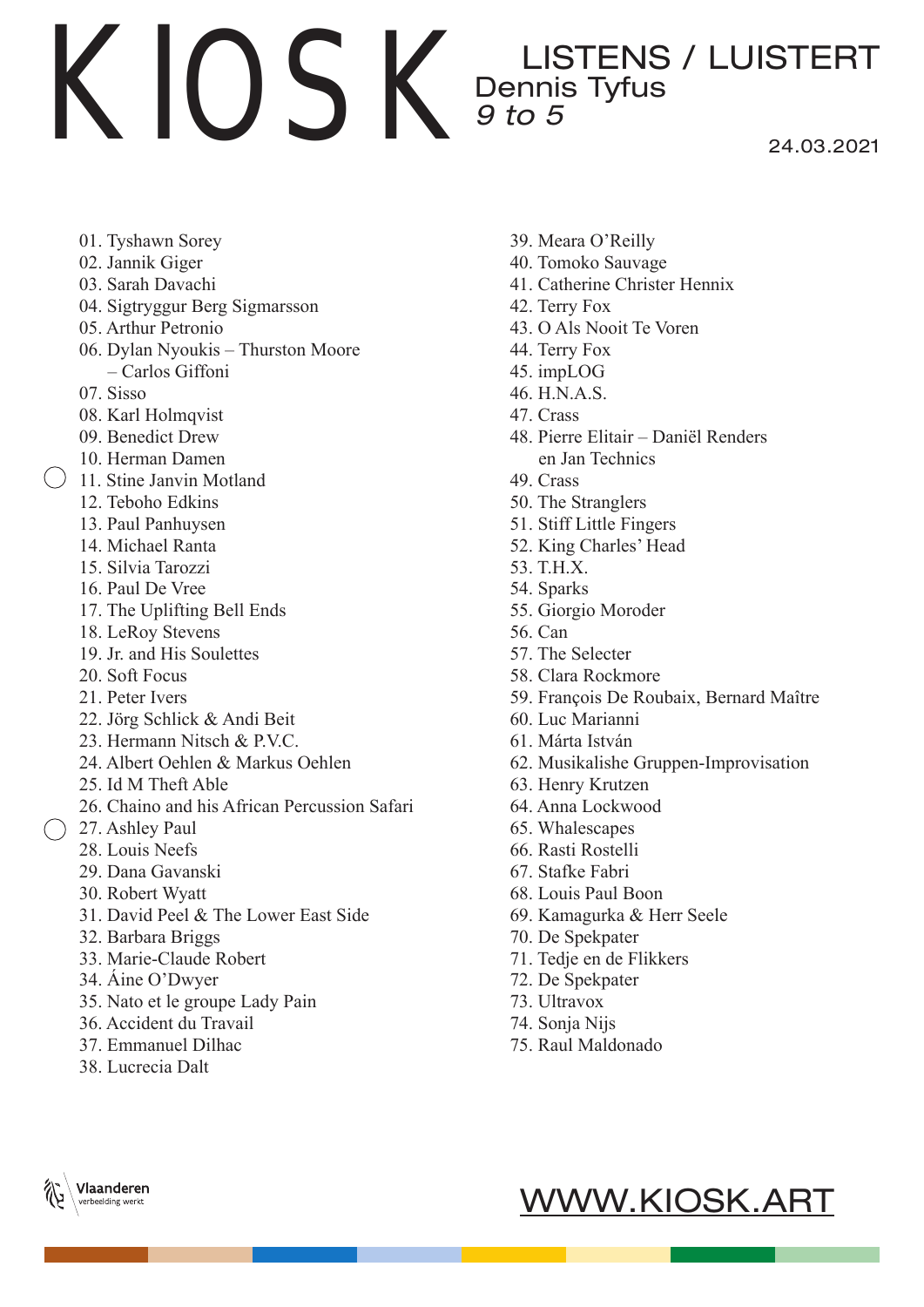# KIOSK

## LISTENS / LUISTERT

Dennis Tyfus

*9 to 5*

24.03.2021

01. Tyshawn Sorey
02. Jannik Giger
03. Sarah Davachi
04. Sigtryggur Berg Sigmarsson
05. Arthur Petronio
06. Dylan Nyoukis – Thurston Moore – Carlos Giffoni
07. Sisso
08. Karl Holmqvist
09. Benedict Drew
10. Herman Damen
11. Stine Janvin Motland
12. Teboho Edkins
13. Paul Panhuysen
14. Michael Ranta
15. Silvia Tarozzi
16. Paul De Vree
17. The Uplifting Bell Ends
18. LeRoy Stevens
19. Jr. and His Soulettes
20. Soft Focus
21. Peter Ivers
22. Jörg Schlick & Andi Beit
23. Hermann Nitsch & P.V.C.
24. Albert Oehlen & Markus Oehlen
25. Id M Theft Able
26. Chaino and his African Percussion Safari
27. Ashley Paul
28. Louis Neefs
29. Dana Gavanski
30. Robert Wyatt
31. David Peel & The Lower East Side
32. Barbara Briggs
33. Marie-Claude Robert
34. Áine O'Dwyer
35. Nato et le groupe Lady Pain
36. Accident du Travail
37. Emmanuel Dilhac
38. Lucrecia Dalt
39. Meara O'Reilly
40. Tomoko Sauvage
41. Catherine Christer Hennix
42. Terry Fox
43. O Als Nooit Te Voren
44. Terry Fox
45. impLOG
46. H.N.A.S.
47. Crass
48. Pierre Elitair – Daniël Renders en Jan Technics
49. Crass
50. The Stranglers
51. Stiff Little Fingers
52. King Charles' Head
53. T.H.X.
54. Sparks
55. Giorgio Moroder
56. Can
57. The Selecter
58. Clara Rockmore
59. François De Roubaix, Bernard Maître
60. Luc Marianni
61. Márta István
62. Musikalishe Gruppen-Improvisation
63. Henry Krutzen
64. Anna Lockwood
65. Whalescapes
66. Rasti Rostelli
67. Stafke Fabri
68. Louis Paul Boon
69. Kamagurka & Herr Seele
70. De Spekpater
71. Tedje en de Flikkers
72. De Spekpater
73. Ultravox
74. Sonja Nijs
75. Raul Maldonado

Vlaanderen verbeelding werkt

WWW.KIOSK.ART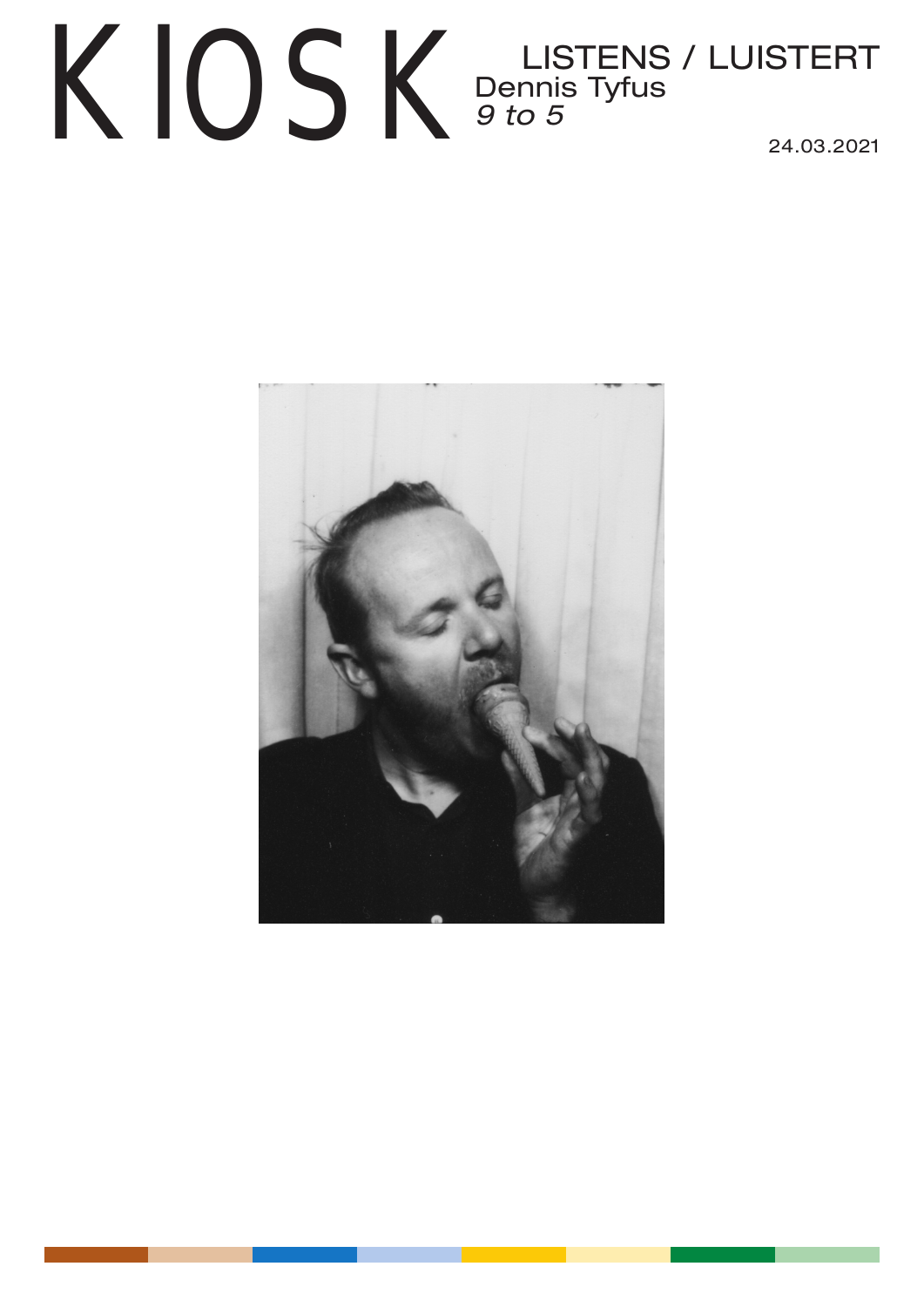# KIOSK

LISTENS / LUISTERT

Dennis Tyfus

*9 to 5*

24.03.2021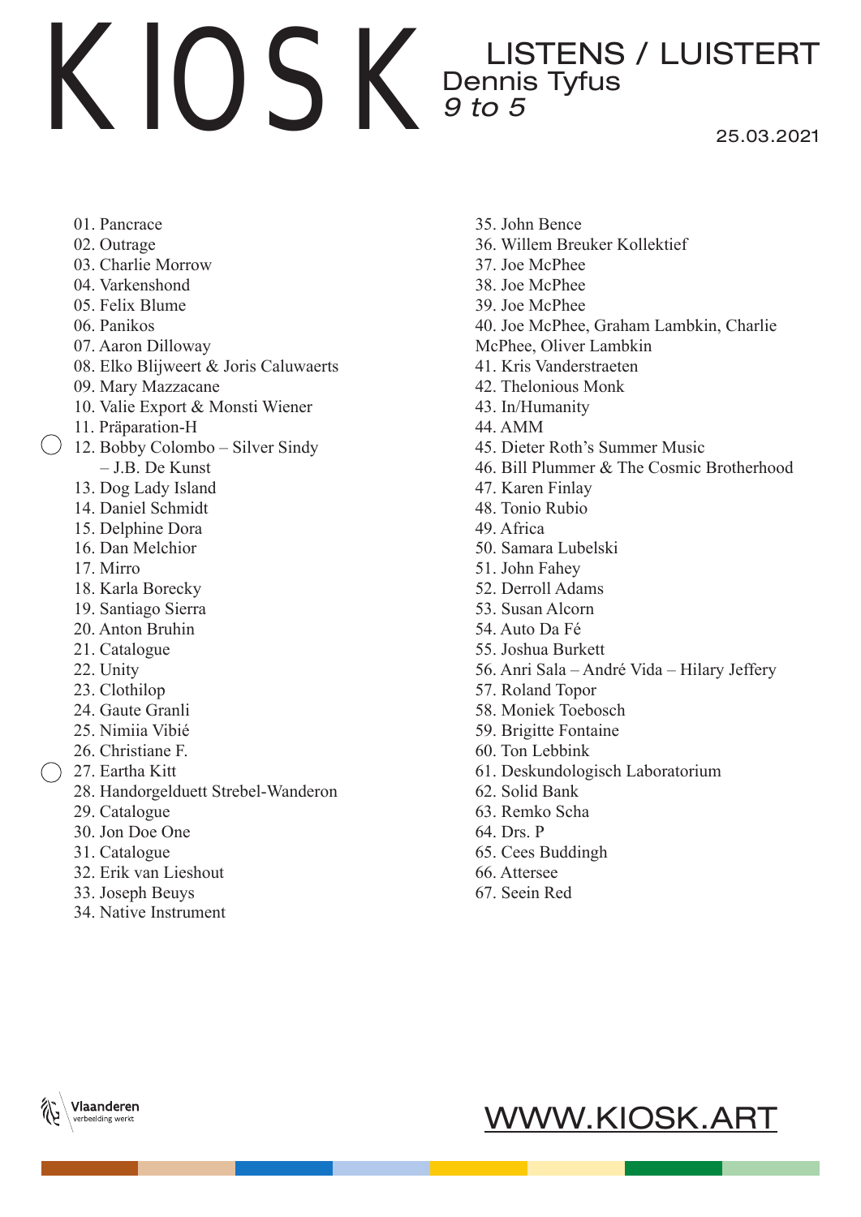# KIOSK

**LISTENS / LUISTERT**
Dennis Tyfus
*9 to 5*

25.03.2021

01. Pancrace
02. Outrage
03. Charlie Morrow
04. Varkenshond
05. Felix Blume
06. Panikos
07. Aaron Dilloway
08. Elko Blijweert & Joris Caluwaerts
09. Mary Mazzacane
10. Valie Export & Monsti Wiener
11. Präparation-H
12. Bobby Colombo – Silver Sindy – J.B. De Kunst
13. Dog Lady Island
14. Daniel Schmidt
15. Delphine Dora
16. Dan Melchior
17. Mirro
18. Karla Borecky
19. Santiago Sierra
20. Anton Bruhin
21. Catalogue
22. Unity
23. Clothilop
24. Gaute Granli
25. Nimiia Vibié
26. Christiane F.
27. Eartha Kitt
28. Handorgelduett Strebel-Wanderon
29. Catalogue
30. Jon Doe One
31. Catalogue
32. Erik van Lieshout
33. Joseph Beuys
34. Native Instrument
35. John Bence
36. Willem Breuker Kollektief
37. Joe McPhee
38. Joe McPhee
39. Joe McPhee
40. Joe McPhee, Graham Lambkin, Charlie McPhee, Oliver Lambkin
41. Kris Vanderstraeten
42. Thelonious Monk
43. In/Humanity
44. AMM
45. Dieter Roth's Summer Music
46. Bill Plummer & The Cosmic Brotherhood
47. Karen Finlay
48. Tonio Rubio
49. Africa
50. Samara Lubelski
51. John Fahey
52. Derroll Adams
53. Susan Alcorn
54. Auto Da Fé
55. Joshua Burkett
56. Anri Sala – André Vida – Hilary Jeffery
57. Roland Topor
58. Moniek Toebosch
59. Brigitte Fontaine
60. Ton Lebbink
61. Deskundologisch Laboratorium
62. Solid Bank
63. Remko Scha
64. Drs. P
65. Cees Buddingh
66. Attersee
67. Seein Red

Vlaanderen verbeelding werkt

WWW.KIOSK.ART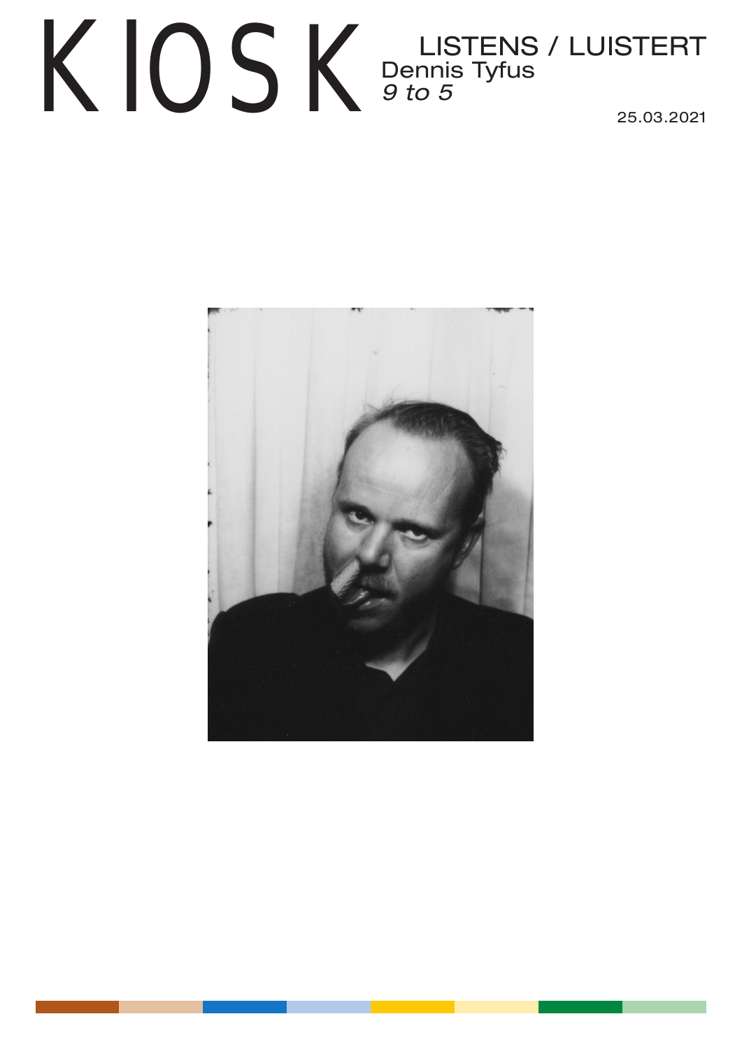# KIOSK

LISTENS / LUISTERT
Dennis Tyfus
*9 to 5*

25.03.2021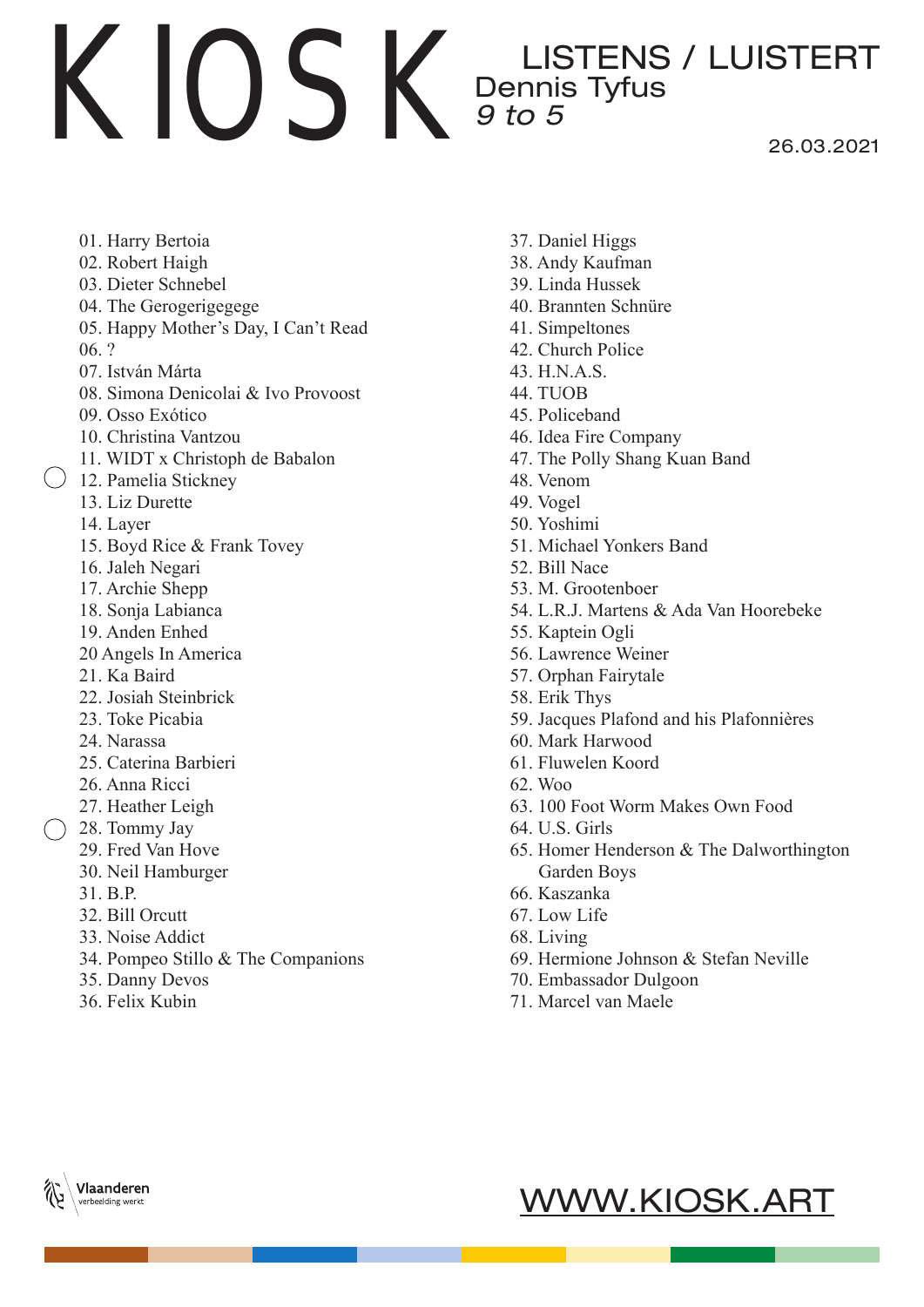# KIOSK

## LISTENS / LUISTERT

Dennis Tyfus

*9 to 5*

26.03.2021

01. Harry Bertoia
02. Robert Haigh
03. Dieter Schnebel
04. The Gerogerigegege
05. Happy Mother's Day, I Can't Read
06. ?
07. István Márta
08. Simona Denicolai & Ivo Provoost
09. Osso Exótico
10. Christina Vantzou
11. WIDT x Christoph de Babalon
12. Pamelia Stickney
13. Liz Durette
14. Layer
15. Boyd Rice & Frank Tovey
16. Jaleh Negari
17. Archie Shepp
18. Sonja Labianca
19. Anden Enhed
20 Angels In America
21. Ka Baird
22. Josiah Steinbrick
23. Toke Picabia
24. Narassa
25. Caterina Barbieri
26. Anna Ricci
27. Heather Leigh
28. Tommy Jay
29. Fred Van Hove
30. Neil Hamburger
31. B.P.
32. Bill Orcutt
33. Noise Addict
34. Pompeo Stillo & The Companions
35. Danny Devos
36. Felix Kubin
37. Daniel Higgs
38. Andy Kaufman
39. Linda Hussek
40. Brannten Schnüre
41. Simpeltones
42. Church Police
43. H.N.A.S.
44. TUOB
45. Policeband
46. Idea Fire Company
47. The Polly Shang Kuan Band
48. Venom
49. Vogel
50. Yoshimi
51. Michael Yonkers Band
52. Bill Nace
53. M. Grootenboer
54. L.R.J. Martens & Ada Van Hoorebeke
55. Kaptein Ogli
56. Lawrence Weiner
57. Orphan Fairytale
58. Erik Thys
59. Jacques Plafond and his Plafonnières
60. Mark Harwood
61. Fluwelen Koord
62. Woo
63. 100 Foot Worm Makes Own Food
64. U.S. Girls
65. Homer Henderson & The Dalworthington Garden Boys
66. Kaszanka
67. Low Life
68. Living
69. Hermione Johnson & Stefan Neville
70. Embassador Dulgoon
71. Marcel van Maele

Vlaanderen verbeelding werkt

WWW.KIOSK.ART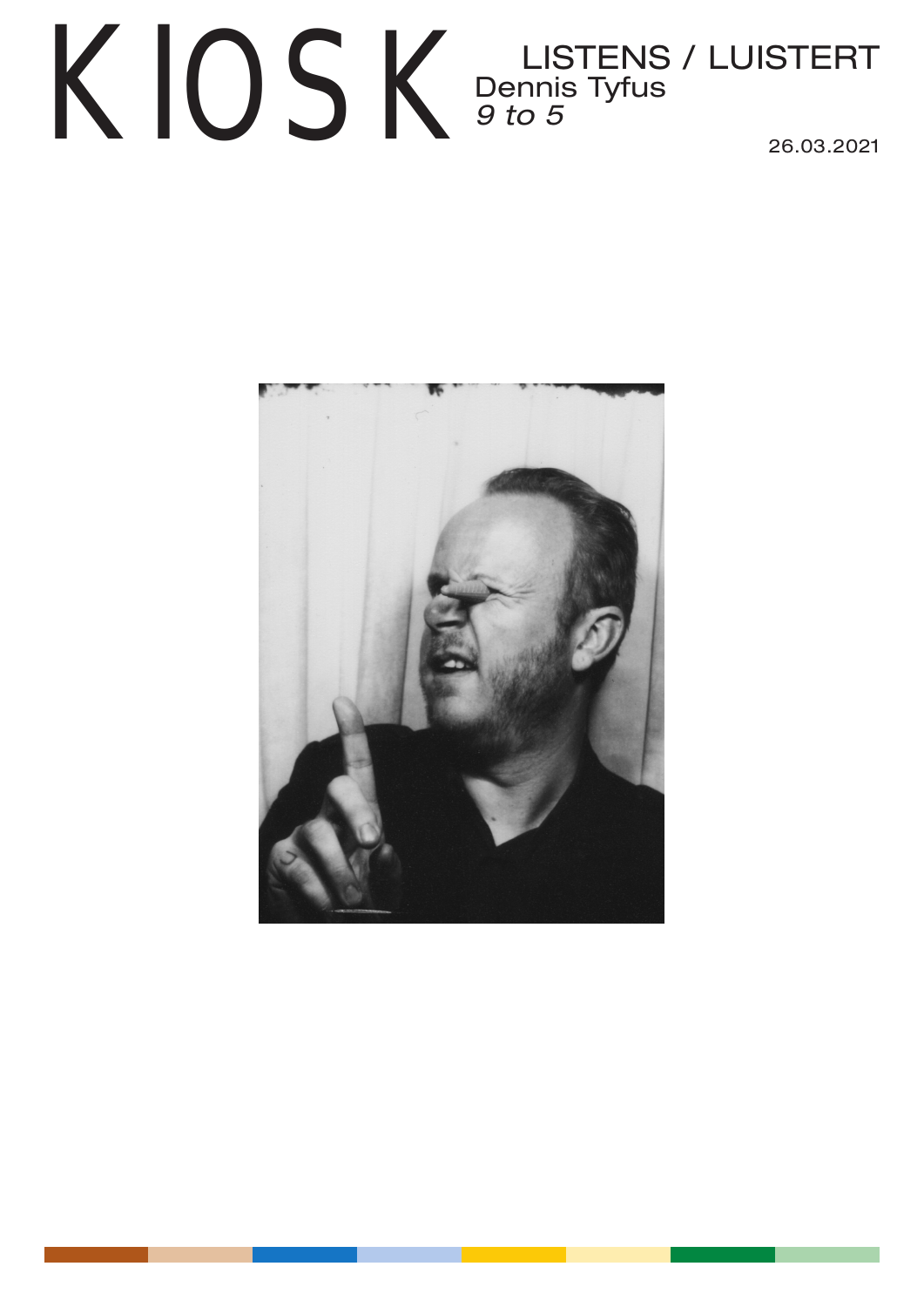# KIOSK

LISTENS / LUISTERT
Dennis Tyfus
*9 to 5*

26.03.2021